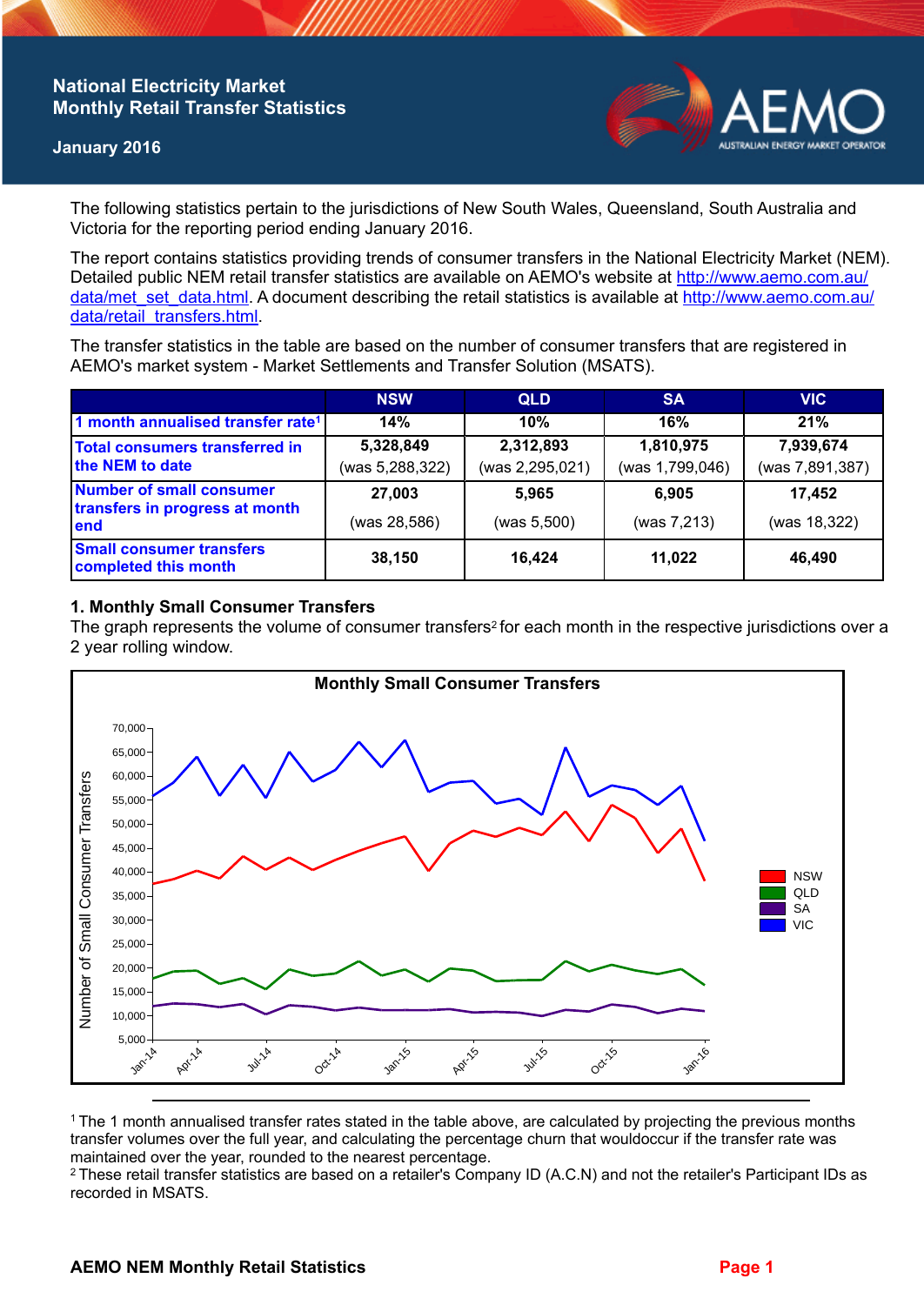# National Electricity Market Monthly Retail Transfer Statistics

**January 2016**

The following statistics pertain to the jurisdictions of New South Wales, Queensland, South Australia and Victoria for the reporting period ending January 2016.

The report contains statistics providing trends of consumer transfers in the National Electricity Market (NEM). Detailed public NEM retail transfer statistics are available on AEMO's website at http://www.aemo.com.au/data/met_set_data.html. A document describing the retail statistics is available at http://www.aemo.com.au/data/retail_transfers.html.

The transfer statistics in the table are based on the number of consumer transfers that are registered in AEMO's market system - Market Settlements and Transfer Solution (MSATS).

| | NSW | QLD | SA | VIC |
|---|---|---|---|---|
| 1 month annualised transfer rate[1] | 14% | 10% | 16% | 21% |
| Total consumers transferred in the NEM to date | 5,328,849 (was 5,288,322) | 2,312,893 (was 2,295,021) | 1,810,975 (was 1,799,046) | 7,939,674 (was 7,891,387) |
| Number of small consumer transfers in progress at month end | 27,003 (was 28,586) | 5,965 (was 5,500) | 6,905 (was 7,213) | 17,452 (was 18,322) |
| Small consumer transfers completed this month | 38,150 | 16,424 | 11,022 | 46,490 |

## 1. Monthly Small Consumer Transfers

The graph represents the volume of consumer transfers[2] for each month in the respective jurisdictions over a 2 year rolling window.

[1] The 1 month annualised transfer rates stated in the table above, are calculated by projecting the previous months transfer volumes over the full year, and calculating the percentage churn that wouldoccur if the transfer rate was maintained over the year, rounded to the nearest percentage.

[2] These retail transfer statistics are based on a retailer's Company ID (A.C.N) and not the retailer's Participant IDs as recorded in MSATS.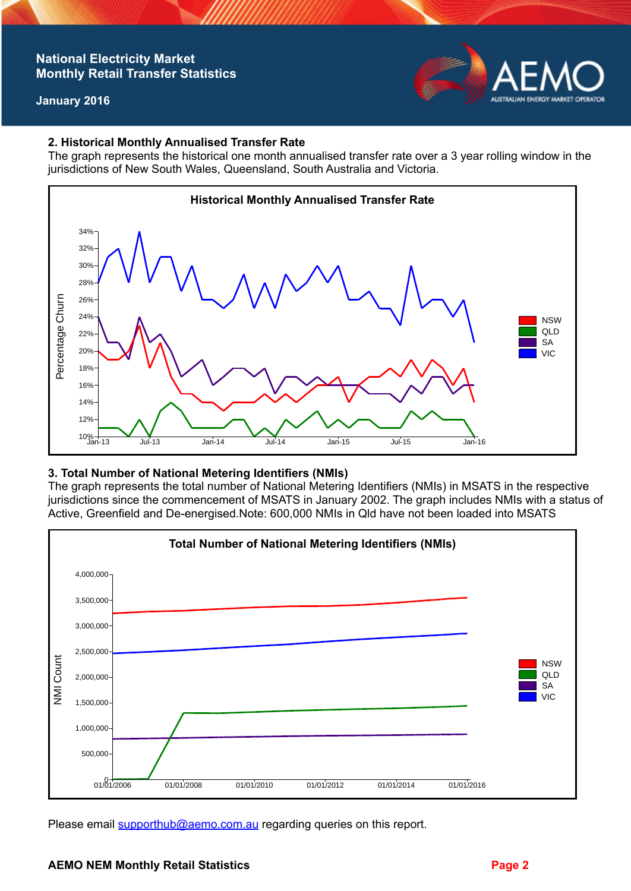## 2. Historical Monthly Annualised Transfer Rate

The graph represents the historical one month annualised transfer rate over a 3 year rolling window in the jurisdictions of New South Wales, Queensland, South Australia and Victoria.

**Historical Monthly Annualised Transfer Rate**

Percentage Churn

34%
32%
30%
28%
26%
24%
22%
20%
18%
16%
14%
12%
10%

Jan-13
Jul-13
Jan-14
Jul-14
Jan-15
Jul-15
Jan-16

NSW
QLD
SA
VIC

## 3. Total Number of National Metering Identifiers (NMIs)

The graph represents the total number of National Metering Identifiers (NMIs) in MSATS in the respective jurisdictions since the commencement of MSATS in January 2002. The graph includes NMIs with a status of Active, Greenfield and De-energised.Note: 600,000 NMIs in Qld have not been loaded into MSATS

**Total Number of National Metering Identifiers (NMIs)**

NMI Count

4,000,000
3,500,000
3,000,000
2,500,000
2,000,000
1,500,000
1,000,000
500,000
0

01/01/2006
01/01/2008
01/01/2010
01/01/2012
01/01/2014
01/01/2016

NSW
QLD
SA
VIC

Please email supporthub@aemo.com.au regarding queries on this report.